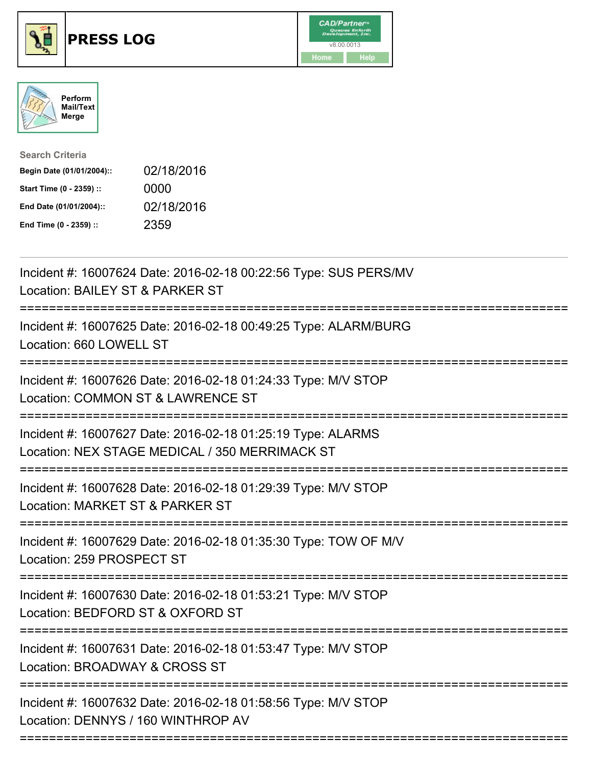# PRESS LOG

Perform Mail/Text Merge

**Search Criteria**

| | |
|---|---|
| Begin Date (01/01/2004):: | 02/18/2016 |
| Start Time (0 - 2359) :: | 0000 |
| End Date (01/01/2004):: | 02/18/2016 |
| End Time (0 - 2359) :: | 2359 |

Incident #: 16007624 Date: 2016-02-18 00:22:56 Type: SUS PERS/MV
Location: BAILEY ST & PARKER ST

===========================================================================

Incident #: 16007625 Date: 2016-02-18 00:49:25 Type: ALARM/BURG
Location: 660 LOWELL ST

===========================================================================

Incident #: 16007626 Date: 2016-02-18 01:24:33 Type: M/V STOP
Location: COMMON ST & LAWRENCE ST

===========================================================================

Incident #: 16007627 Date: 2016-02-18 01:25:19 Type: ALARMS
Location: NEX STAGE MEDICAL / 350 MERRIMACK ST

===========================================================================

Incident #: 16007628 Date: 2016-02-18 01:29:39 Type: M/V STOP
Location: MARKET ST & PARKER ST

===========================================================================

Incident #: 16007629 Date: 2016-02-18 01:35:30 Type: TOW OF M/V
Location: 259 PROSPECT ST

===========================================================================

Incident #: 16007630 Date: 2016-02-18 01:53:21 Type: M/V STOP
Location: BEDFORD ST & OXFORD ST

===========================================================================

Incident #: 16007631 Date: 2016-02-18 01:53:47 Type: M/V STOP
Location: BROADWAY & CROSS ST

===========================================================================

Incident #: 16007632 Date: 2016-02-18 01:58:56 Type: M/V STOP
Location: DENNYS / 160 WINTHROP AV

===========================================================================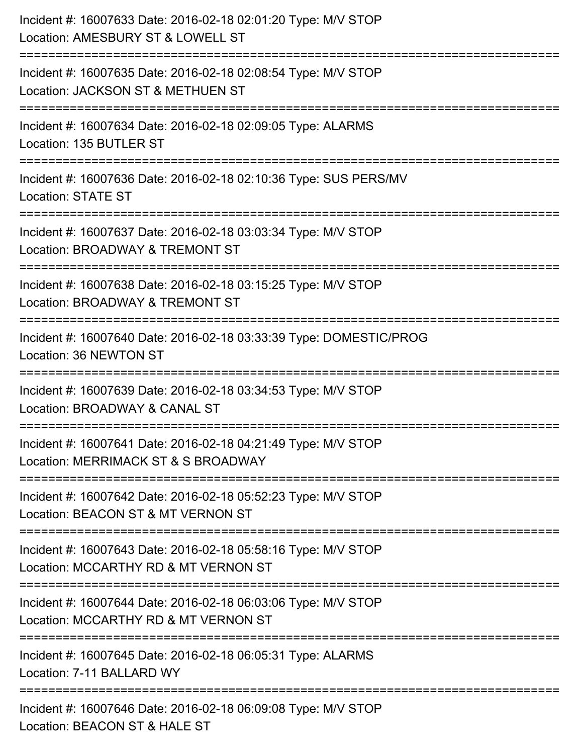Incident #: 16007633 Date: 2016-02-18 02:01:20 Type: M/V STOP
Location: AMESBURY ST & LOWELL ST

===========================================================================

Incident #: 16007635 Date: 2016-02-18 02:08:54 Type: M/V STOP
Location: JACKSON ST & METHUEN ST

===========================================================================

Incident #: 16007634 Date: 2016-02-18 02:09:05 Type: ALARMS
Location: 135 BUTLER ST

===========================================================================

Incident #: 16007636 Date: 2016-02-18 02:10:36 Type: SUS PERS/MV
Location: STATE ST

===========================================================================

Incident #: 16007637 Date: 2016-02-18 03:03:34 Type: M/V STOP
Location: BROADWAY & TREMONT ST

===========================================================================

Incident #: 16007638 Date: 2016-02-18 03:15:25 Type: M/V STOP
Location: BROADWAY & TREMONT ST

===========================================================================

Incident #: 16007640 Date: 2016-02-18 03:33:39 Type: DOMESTIC/PROG
Location: 36 NEWTON ST

===========================================================================

Incident #: 16007639 Date: 2016-02-18 03:34:53 Type: M/V STOP
Location: BROADWAY & CANAL ST

===========================================================================

Incident #: 16007641 Date: 2016-02-18 04:21:49 Type: M/V STOP
Location: MERRIMACK ST & S BROADWAY

===========================================================================

Incident #: 16007642 Date: 2016-02-18 05:52:23 Type: M/V STOP
Location: BEACON ST & MT VERNON ST

===========================================================================

Incident #: 16007643 Date: 2016-02-18 05:58:16 Type: M/V STOP
Location: MCCARTHY RD & MT VERNON ST

===========================================================================

Incident #: 16007644 Date: 2016-02-18 06:03:06 Type: M/V STOP
Location: MCCARTHY RD & MT VERNON ST

===========================================================================

Incident #: 16007645 Date: 2016-02-18 06:05:31 Type: ALARMS
Location: 7-11 BALLARD WY

===========================================================================

Incident #: 16007646 Date: 2016-02-18 06:09:08 Type: M/V STOP
Location: BEACON ST & HALE ST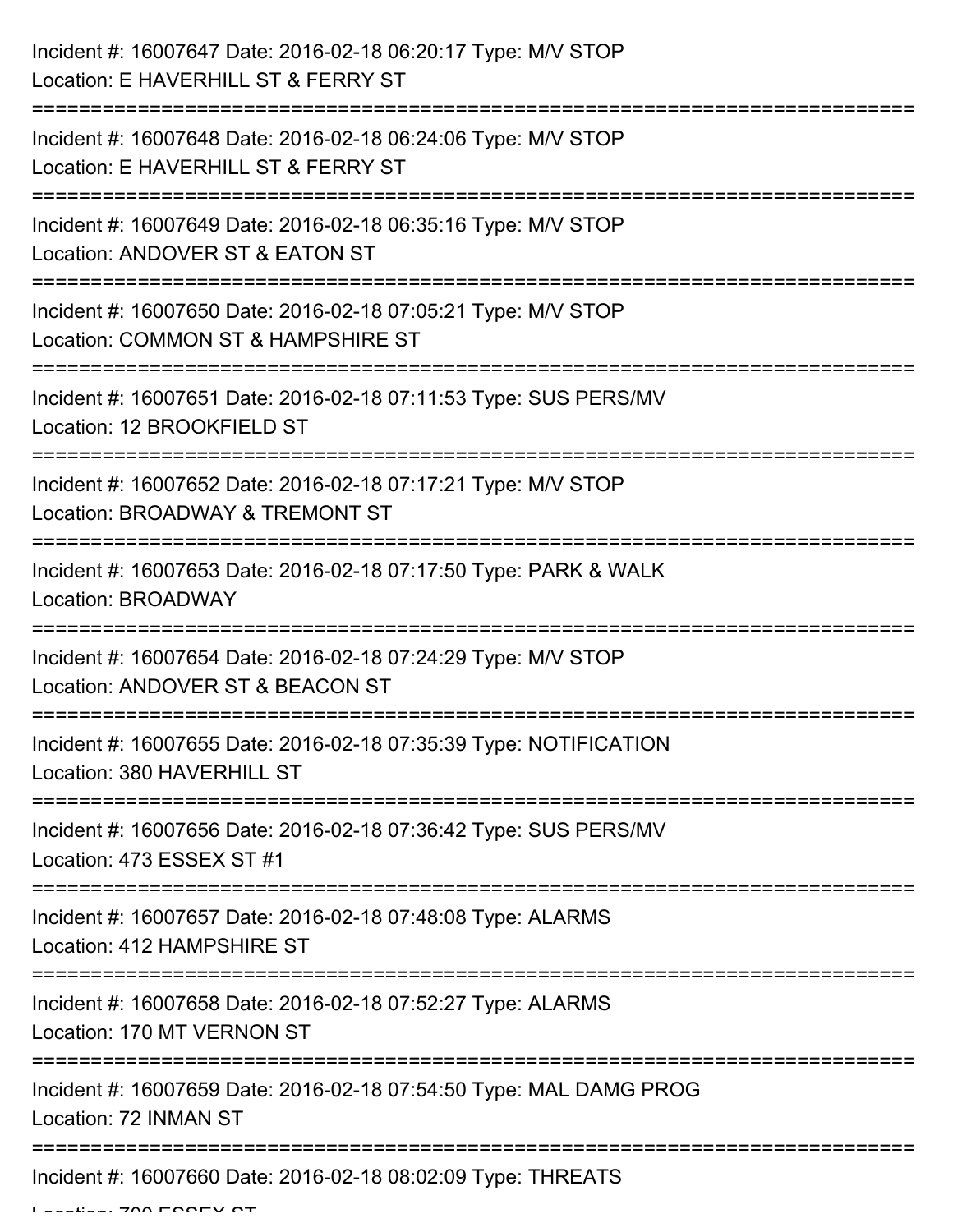Incident #: 16007647 Date: 2016-02-18 06:20:17 Type: M/V STOP
Location: E HAVERHILL ST & FERRY ST

===========================================================================

Incident #: 16007648 Date: 2016-02-18 06:24:06 Type: M/V STOP
Location: E HAVERHILL ST & FERRY ST

===========================================================================

Incident #: 16007649 Date: 2016-02-18 06:35:16 Type: M/V STOP
Location: ANDOVER ST & EATON ST

===========================================================================

Incident #: 16007650 Date: 2016-02-18 07:05:21 Type: M/V STOP
Location: COMMON ST & HAMPSHIRE ST

===========================================================================

Incident #: 16007651 Date: 2016-02-18 07:11:53 Type: SUS PERS/MV
Location: 12 BROOKFIELD ST

===========================================================================

Incident #: 16007652 Date: 2016-02-18 07:17:21 Type: M/V STOP
Location: BROADWAY & TREMONT ST

===========================================================================

Incident #: 16007653 Date: 2016-02-18 07:17:50 Type: PARK & WALK
Location: BROADWAY

===========================================================================

Incident #: 16007654 Date: 2016-02-18 07:24:29 Type: M/V STOP
Location: ANDOVER ST & BEACON ST

===========================================================================

Incident #: 16007655 Date: 2016-02-18 07:35:39 Type: NOTIFICATION
Location: 380 HAVERHILL ST

===========================================================================

Incident #: 16007656 Date: 2016-02-18 07:36:42 Type: SUS PERS/MV
Location: 473 ESSEX ST #1

===========================================================================

Incident #: 16007657 Date: 2016-02-18 07:48:08 Type: ALARMS
Location: 412 HAMPSHIRE ST

===========================================================================

Incident #: 16007658 Date: 2016-02-18 07:52:27 Type: ALARMS
Location: 170 MT VERNON ST

===========================================================================

Incident #: 16007659 Date: 2016-02-18 07:54:50 Type: MAL DAMG PROG
Location: 72 INMAN ST

===========================================================================

Incident #: 16007660 Date: 2016-02-18 08:02:09 Type: THREATS
Location: 700 ESSEX ST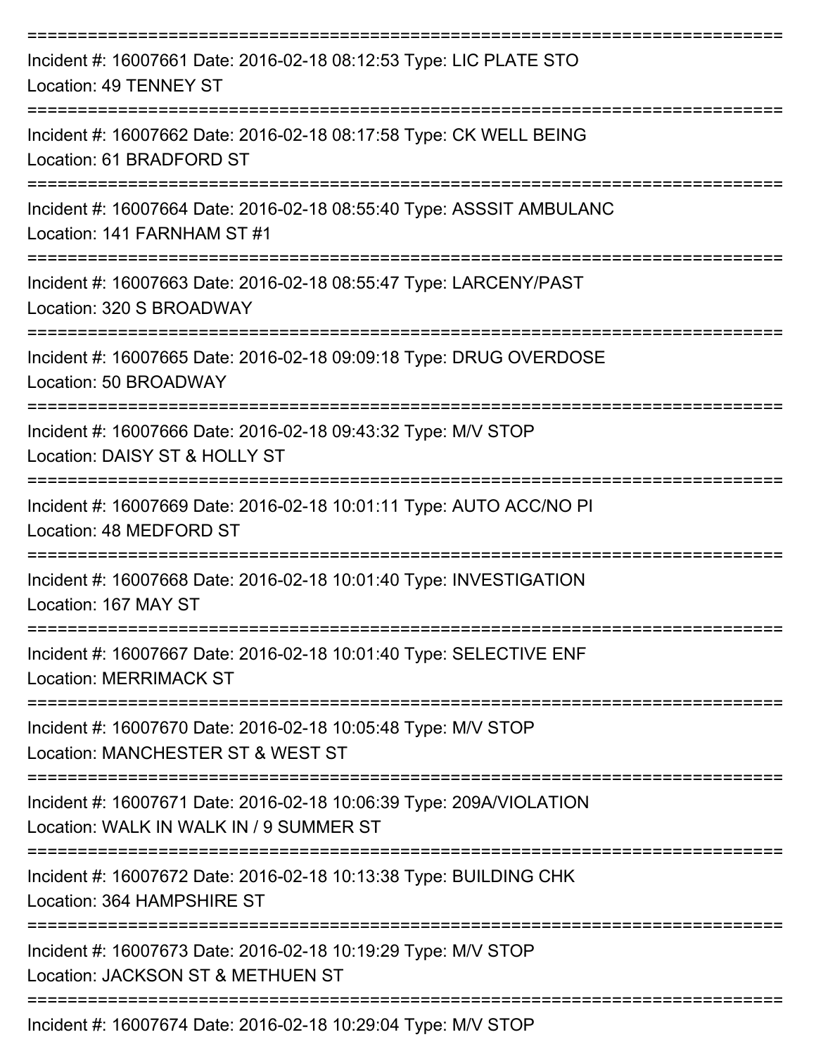===========================================================================

Incident #: 16007661 Date: 2016-02-18 08:12:53 Type: LIC PLATE STO
Location: 49 TENNEY ST

===========================================================================

Incident #: 16007662 Date: 2016-02-18 08:17:58 Type: CK WELL BEING
Location: 61 BRADFORD ST

===========================================================================

Incident #: 16007664 Date: 2016-02-18 08:55:40 Type: ASSSIT AMBULANC
Location: 141 FARNHAM ST #1

===========================================================================

Incident #: 16007663 Date: 2016-02-18 08:55:47 Type: LARCENY/PAST
Location: 320 S BROADWAY

===========================================================================

Incident #: 16007665 Date: 2016-02-18 09:09:18 Type: DRUG OVERDOSE
Location: 50 BROADWAY

===========================================================================

Incident #: 16007666 Date: 2016-02-18 09:43:32 Type: M/V STOP
Location: DAISY ST & HOLLY ST

===========================================================================

Incident #: 16007669 Date: 2016-02-18 10:01:11 Type: AUTO ACC/NO PI
Location: 48 MEDFORD ST

===========================================================================

Incident #: 16007668 Date: 2016-02-18 10:01:40 Type: INVESTIGATION
Location: 167 MAY ST

===========================================================================

Incident #: 16007667 Date: 2016-02-18 10:01:40 Type: SELECTIVE ENF
Location: MERRIMACK ST

===========================================================================

Incident #: 16007670 Date: 2016-02-18 10:05:48 Type: M/V STOP
Location: MANCHESTER ST & WEST ST

===========================================================================

Incident #: 16007671 Date: 2016-02-18 10:06:39 Type: 209A/VIOLATION
Location: WALK IN WALK IN / 9 SUMMER ST

===========================================================================

Incident #: 16007672 Date: 2016-02-18 10:13:38 Type: BUILDING CHK
Location: 364 HAMPSHIRE ST

===========================================================================

Incident #: 16007673 Date: 2016-02-18 10:19:29 Type: M/V STOP
Location: JACKSON ST & METHUEN ST

===========================================================================

Incident #: 16007674 Date: 2016-02-18 10:29:04 Type: M/V STOP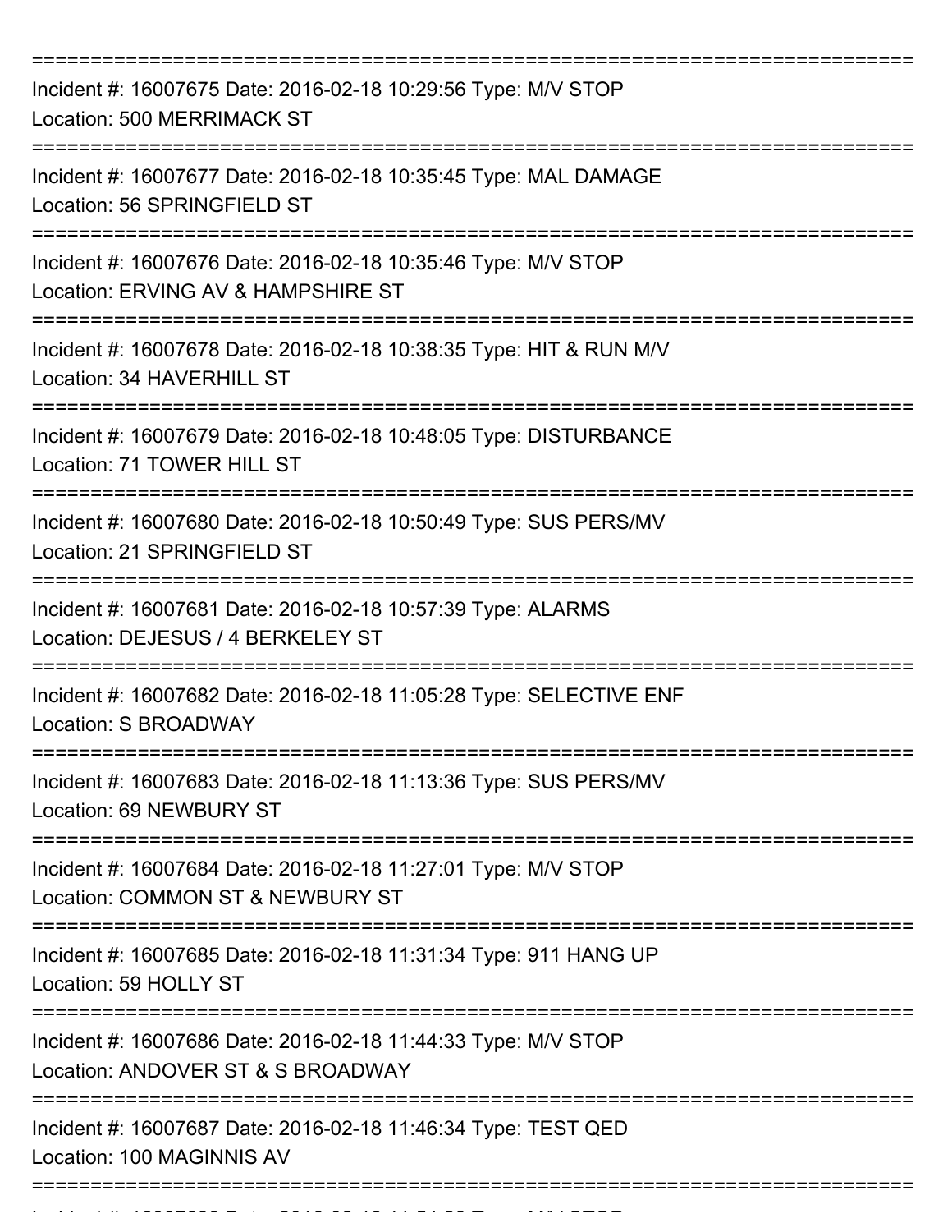===========================================================================

Incident #: 16007675 Date: 2016-02-18 10:29:56 Type: M/V STOP

Location: 500 MERRIMACK ST

===========================================================================

Incident #: 16007677 Date: 2016-02-18 10:35:45 Type: MAL DAMAGE

Location: 56 SPRINGFIELD ST

===========================================================================

Incident #: 16007676 Date: 2016-02-18 10:35:46 Type: M/V STOP

Location: ERVING AV & HAMPSHIRE ST

===========================================================================

Incident #: 16007678 Date: 2016-02-18 10:38:35 Type: HIT & RUN M/V

Location: 34 HAVERHILL ST

===========================================================================

Incident #: 16007679 Date: 2016-02-18 10:48:05 Type: DISTURBANCE

Location: 71 TOWER HILL ST

===========================================================================

Incident #: 16007680 Date: 2016-02-18 10:50:49 Type: SUS PERS/MV

Location: 21 SPRINGFIELD ST

===========================================================================

Incident #: 16007681 Date: 2016-02-18 10:57:39 Type: ALARMS

Location: DEJESUS / 4 BERKELEY ST

===========================================================================

Incident #: 16007682 Date: 2016-02-18 11:05:28 Type: SELECTIVE ENF

Location: S BROADWAY

===========================================================================

Incident #: 16007683 Date: 2016-02-18 11:13:36 Type: SUS PERS/MV

Location: 69 NEWBURY ST

===========================================================================

Incident #: 16007684 Date: 2016-02-18 11:27:01 Type: M/V STOP

Location: COMMON ST & NEWBURY ST

===========================================================================

Incident #: 16007685 Date: 2016-02-18 11:31:34 Type: 911 HANG UP

Location: 59 HOLLY ST

===========================================================================

Incident #: 16007686 Date: 2016-02-18 11:44:33 Type: M/V STOP

Location: ANDOVER ST & S BROADWAY

===========================================================================

Incident #: 16007687 Date: 2016-02-18 11:46:34 Type: TEST QED

Location: 100 MAGINNIS AV

===========================================================================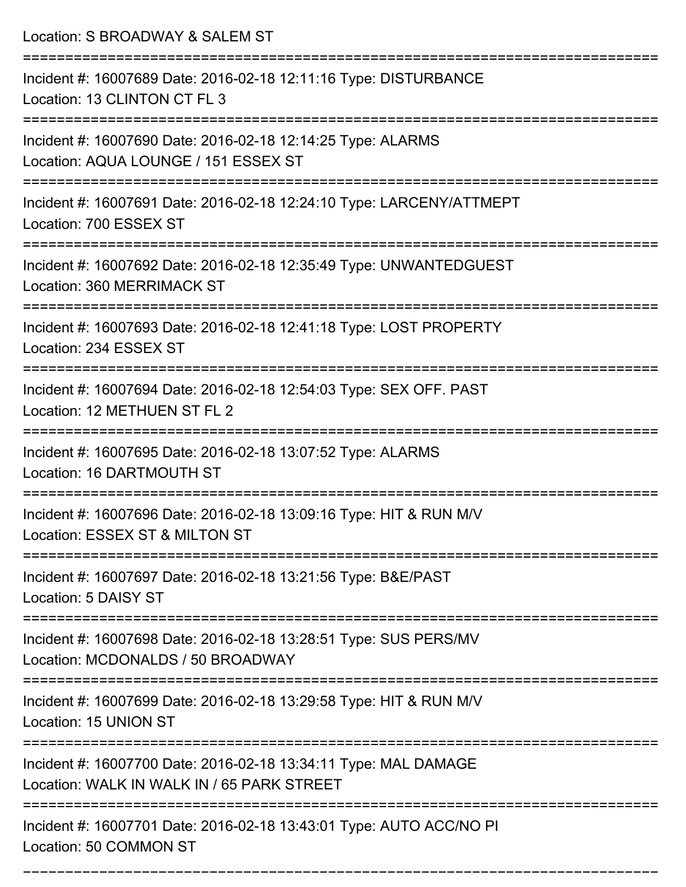Location: S BROADWAY & SALEM ST

===========================================================================

Incident #: 16007689 Date: 2016-02-18 12:11:16 Type: DISTURBANCE
Location: 13 CLINTON CT FL 3

===========================================================================

Incident #: 16007690 Date: 2016-02-18 12:14:25 Type: ALARMS
Location: AQUA LOUNGE / 151 ESSEX ST

===========================================================================

Incident #: 16007691 Date: 2016-02-18 12:24:10 Type: LARCENY/ATTMEPT
Location: 700 ESSEX ST

===========================================================================

Incident #: 16007692 Date: 2016-02-18 12:35:49 Type: UNWANTEDGUEST
Location: 360 MERRIMACK ST

===========================================================================

Incident #: 16007693 Date: 2016-02-18 12:41:18 Type: LOST PROPERTY
Location: 234 ESSEX ST

===========================================================================

Incident #: 16007694 Date: 2016-02-18 12:54:03 Type: SEX OFF. PAST
Location: 12 METHUEN ST FL 2

===========================================================================

Incident #: 16007695 Date: 2016-02-18 13:07:52 Type: ALARMS
Location: 16 DARTMOUTH ST

===========================================================================

Incident #: 16007696 Date: 2016-02-18 13:09:16 Type: HIT & RUN M/V
Location: ESSEX ST & MILTON ST

===========================================================================

Incident #: 16007697 Date: 2016-02-18 13:21:56 Type: B&E/PAST
Location: 5 DAISY ST

===========================================================================

Incident #: 16007698 Date: 2016-02-18 13:28:51 Type: SUS PERS/MV
Location: MCDONALDS / 50 BROADWAY

===========================================================================

Incident #: 16007699 Date: 2016-02-18 13:29:58 Type: HIT & RUN M/V
Location: 15 UNION ST

===========================================================================

Incident #: 16007700 Date: 2016-02-18 13:34:11 Type: MAL DAMAGE
Location: WALK IN WALK IN / 65 PARK STREET

===========================================================================

Incident #: 16007701 Date: 2016-02-18 13:43:01 Type: AUTO ACC/NO PI
Location: 50 COMMON ST

===========================================================================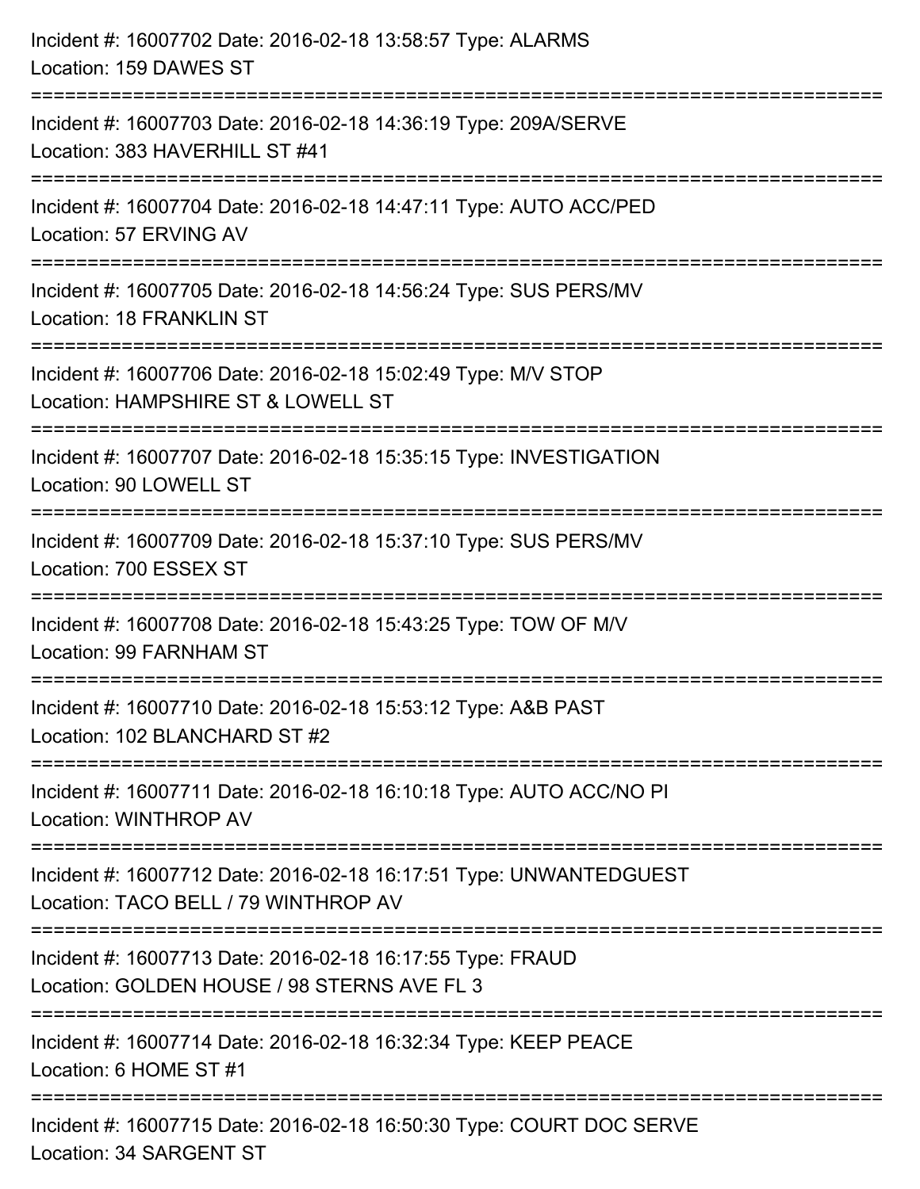Incident #: 16007702 Date: 2016-02-18 13:58:57 Type: ALARMS
Location: 159 DAWES ST

===========================================================================

Incident #: 16007703 Date: 2016-02-18 14:36:19 Type: 209A/SERVE
Location: 383 HAVERHILL ST #41

===========================================================================

Incident #: 16007704 Date: 2016-02-18 14:47:11 Type: AUTO ACC/PED
Location: 57 ERVING AV

===========================================================================

Incident #: 16007705 Date: 2016-02-18 14:56:24 Type: SUS PERS/MV
Location: 18 FRANKLIN ST

===========================================================================

Incident #: 16007706 Date: 2016-02-18 15:02:49 Type: M/V STOP
Location: HAMPSHIRE ST & LOWELL ST

===========================================================================

Incident #: 16007707 Date: 2016-02-18 15:35:15 Type: INVESTIGATION
Location: 90 LOWELL ST

===========================================================================

Incident #: 16007709 Date: 2016-02-18 15:37:10 Type: SUS PERS/MV
Location: 700 ESSEX ST

===========================================================================

Incident #: 16007708 Date: 2016-02-18 15:43:25 Type: TOW OF M/V
Location: 99 FARNHAM ST

===========================================================================

Incident #: 16007710 Date: 2016-02-18 15:53:12 Type: A&B PAST
Location: 102 BLANCHARD ST #2

===========================================================================

Incident #: 16007711 Date: 2016-02-18 16:10:18 Type: AUTO ACC/NO PI
Location: WINTHROP AV

===========================================================================

Incident #: 16007712 Date: 2016-02-18 16:17:51 Type: UNWANTEDGUEST
Location: TACO BELL / 79 WINTHROP AV

===========================================================================

Incident #: 16007713 Date: 2016-02-18 16:17:55 Type: FRAUD
Location: GOLDEN HOUSE / 98 STERNS AVE FL 3

===========================================================================

Incident #: 16007714 Date: 2016-02-18 16:32:34 Type: KEEP PEACE
Location: 6 HOME ST #1

===========================================================================

Incident #: 16007715 Date: 2016-02-18 16:50:30 Type: COURT DOC SERVE
Location: 34 SARGENT ST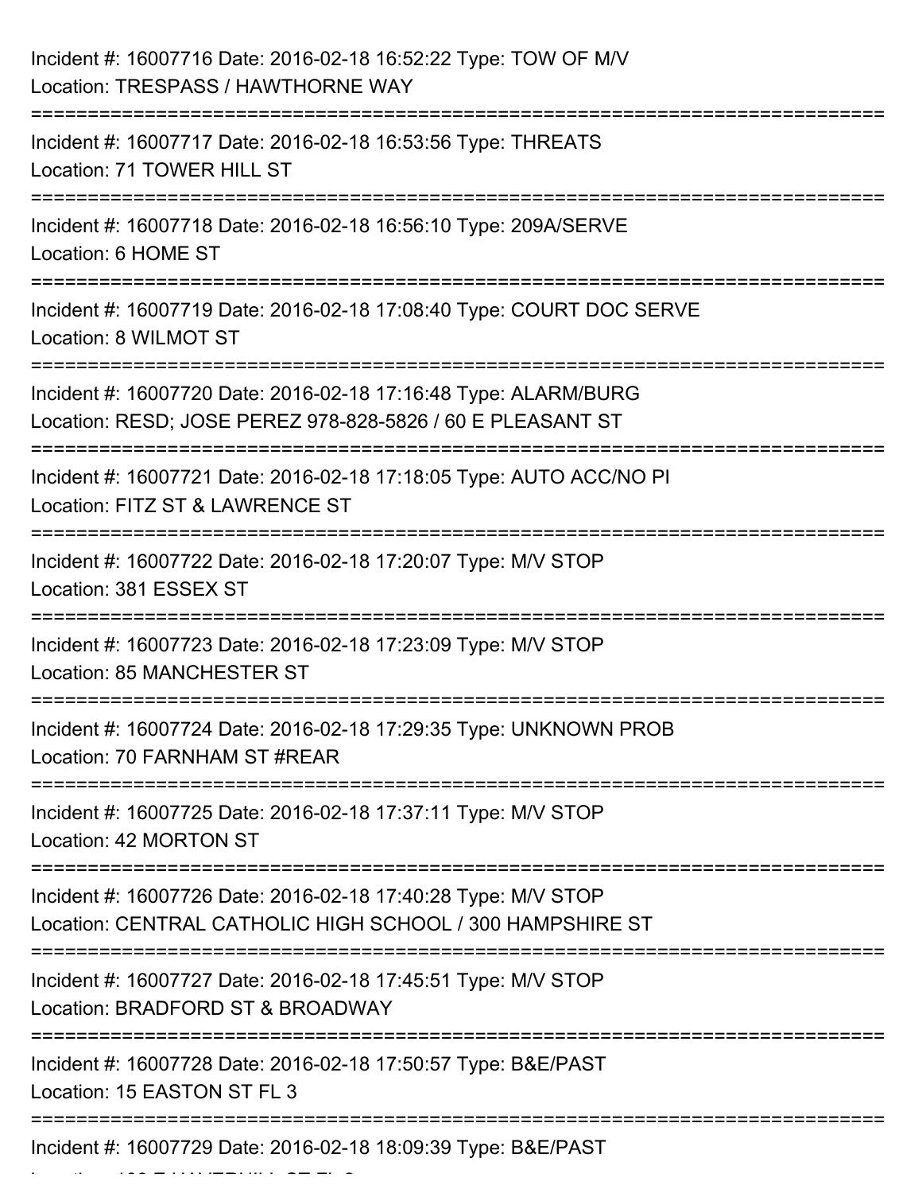Incident #: 16007716 Date: 2016-02-18 16:52:22 Type: TOW OF M/V
Location: TRESPASS / HAWTHORNE WAY

===========================================================================

Incident #: 16007717 Date: 2016-02-18 16:53:56 Type: THREATS
Location: 71 TOWER HILL ST

===========================================================================

Incident #: 16007718 Date: 2016-02-18 16:56:10 Type: 209A/SERVE
Location: 6 HOME ST

===========================================================================

Incident #: 16007719 Date: 2016-02-18 17:08:40 Type: COURT DOC SERVE
Location: 8 WILMOT ST

===========================================================================

Incident #: 16007720 Date: 2016-02-18 17:16:48 Type: ALARM/BURG
Location: RESD; JOSE PEREZ 978-828-5826 / 60 E PLEASANT ST

===========================================================================

Incident #: 16007721 Date: 2016-02-18 17:18:05 Type: AUTO ACC/NO PI
Location: FITZ ST & LAWRENCE ST

===========================================================================

Incident #: 16007722 Date: 2016-02-18 17:20:07 Type: M/V STOP
Location: 381 ESSEX ST

===========================================================================

Incident #: 16007723 Date: 2016-02-18 17:23:09 Type: M/V STOP
Location: 85 MANCHESTER ST

===========================================================================

Incident #: 16007724 Date: 2016-02-18 17:29:35 Type: UNKNOWN PROB
Location: 70 FARNHAM ST #REAR

===========================================================================

Incident #: 16007725 Date: 2016-02-18 17:37:11 Type: M/V STOP
Location: 42 MORTON ST

===========================================================================

Incident #: 16007726 Date: 2016-02-18 17:40:28 Type: M/V STOP
Location: CENTRAL CATHOLIC HIGH SCHOOL / 300 HAMPSHIRE ST

===========================================================================

Incident #: 16007727 Date: 2016-02-18 17:45:51 Type: M/V STOP
Location: BRADFORD ST & BROADWAY

===========================================================================

Incident #: 16007728 Date: 2016-02-18 17:50:57 Type: B&E/PAST
Location: 15 EASTON ST FL 3

===========================================================================

Incident #: 16007729 Date: 2016-02-18 18:09:39 Type: B&E/PAST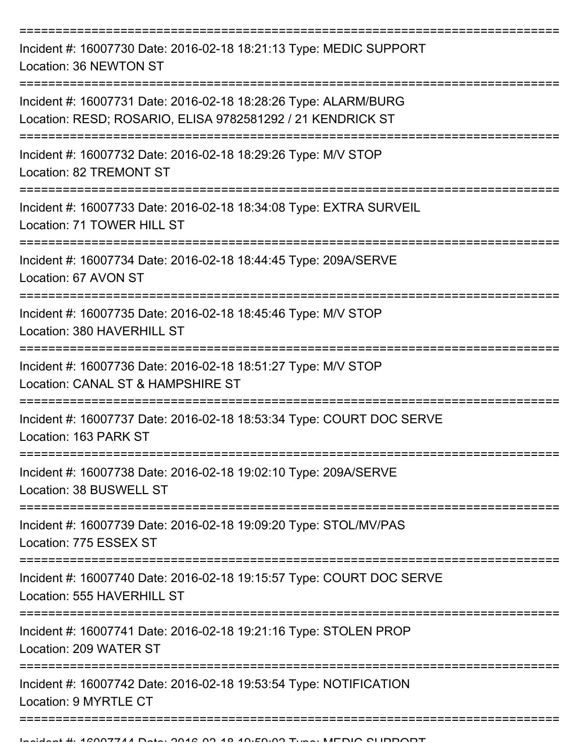===========================================================================

Incident #: 16007730 Date: 2016-02-18 18:21:13 Type: MEDIC SUPPORT
Location: 36 NEWTON ST

===========================================================================

Incident #: 16007731 Date: 2016-02-18 18:28:26 Type: ALARM/BURG
Location: RESD; ROSARIO, ELISA 9782581292 / 21 KENDRICK ST

===========================================================================

Incident #: 16007732 Date: 2016-02-18 18:29:26 Type: M/V STOP
Location: 82 TREMONT ST

===========================================================================

Incident #: 16007733 Date: 2016-02-18 18:34:08 Type: EXTRA SURVEIL
Location: 71 TOWER HILL ST

===========================================================================

Incident #: 16007734 Date: 2016-02-18 18:44:45 Type: 209A/SERVE
Location: 67 AVON ST

===========================================================================

Incident #: 16007735 Date: 2016-02-18 18:45:46 Type: M/V STOP
Location: 380 HAVERHILL ST

===========================================================================

Incident #: 16007736 Date: 2016-02-18 18:51:27 Type: M/V STOP
Location: CANAL ST & HAMPSHIRE ST

===========================================================================

Incident #: 16007737 Date: 2016-02-18 18:53:34 Type: COURT DOC SERVE
Location: 163 PARK ST

===========================================================================

Incident #: 16007738 Date: 2016-02-18 19:02:10 Type: 209A/SERVE
Location: 38 BUSWELL ST

===========================================================================

Incident #: 16007739 Date: 2016-02-18 19:09:20 Type: STOL/MV/PAS
Location: 775 ESSEX ST

===========================================================================

Incident #: 16007740 Date: 2016-02-18 19:15:57 Type: COURT DOC SERVE
Location: 555 HAVERHILL ST

===========================================================================

Incident #: 16007741 Date: 2016-02-18 19:21:16 Type: STOLEN PROP
Location: 209 WATER ST

===========================================================================

Incident #: 16007742 Date: 2016-02-18 19:53:54 Type: NOTIFICATION
Location: 9 MYRTLE CT

===========================================================================

Incident #: 16007744 Date: 2016-02-18 19:59:03 Type: MEDIC SUPPORT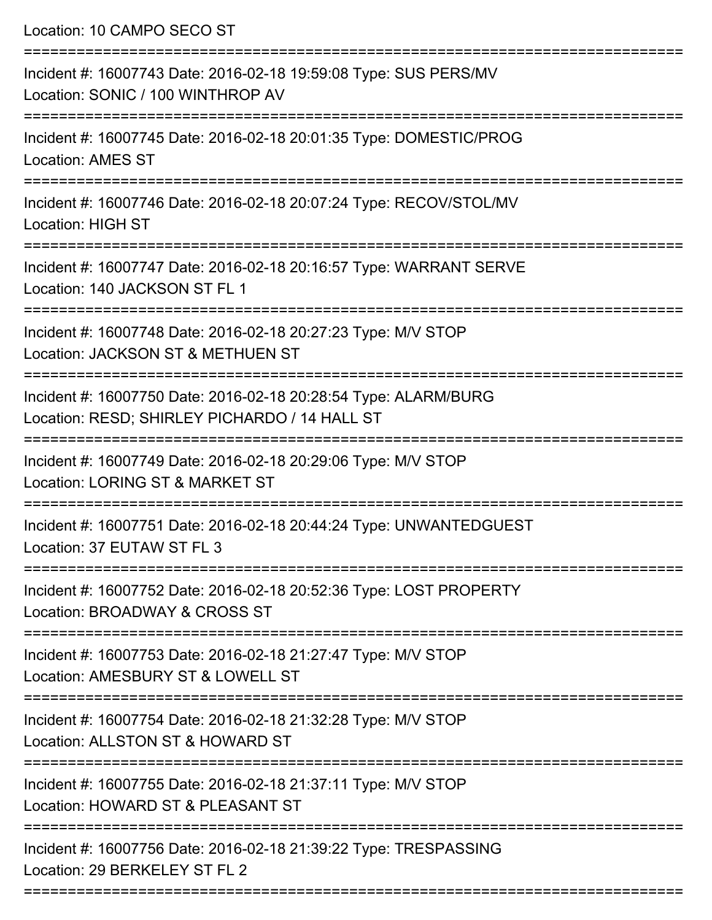Location: 10 CAMPO SECO ST

===========================================================================

Incident #: 16007743 Date: 2016-02-18 19:59:08 Type: SUS PERS/MV
Location: SONIC / 100 WINTHROP AV

===========================================================================

Incident #: 16007745 Date: 2016-02-18 20:01:35 Type: DOMESTIC/PROG
Location: AMES ST

===========================================================================

Incident #: 16007746 Date: 2016-02-18 20:07:24 Type: RECOV/STOL/MV
Location: HIGH ST

===========================================================================

Incident #: 16007747 Date: 2016-02-18 20:16:57 Type: WARRANT SERVE
Location: 140 JACKSON ST FL 1

===========================================================================

Incident #: 16007748 Date: 2016-02-18 20:27:23 Type: M/V STOP
Location: JACKSON ST & METHUEN ST

===========================================================================

Incident #: 16007750 Date: 2016-02-18 20:28:54 Type: ALARM/BURG
Location: RESD; SHIRLEY PICHARDO / 14 HALL ST

===========================================================================

Incident #: 16007749 Date: 2016-02-18 20:29:06 Type: M/V STOP
Location: LORING ST & MARKET ST

===========================================================================

Incident #: 16007751 Date: 2016-02-18 20:44:24 Type: UNWANTEDGUEST
Location: 37 EUTAW ST FL 3

===========================================================================

Incident #: 16007752 Date: 2016-02-18 20:52:36 Type: LOST PROPERTY
Location: BROADWAY & CROSS ST

===========================================================================

Incident #: 16007753 Date: 2016-02-18 21:27:47 Type: M/V STOP
Location: AMESBURY ST & LOWELL ST

===========================================================================

Incident #: 16007754 Date: 2016-02-18 21:32:28 Type: M/V STOP
Location: ALLSTON ST & HOWARD ST

===========================================================================

Incident #: 16007755 Date: 2016-02-18 21:37:11 Type: M/V STOP
Location: HOWARD ST & PLEASANT ST

===========================================================================

Incident #: 16007756 Date: 2016-02-18 21:39:22 Type: TRESPASSING
Location: 29 BERKELEY ST FL 2

===========================================================================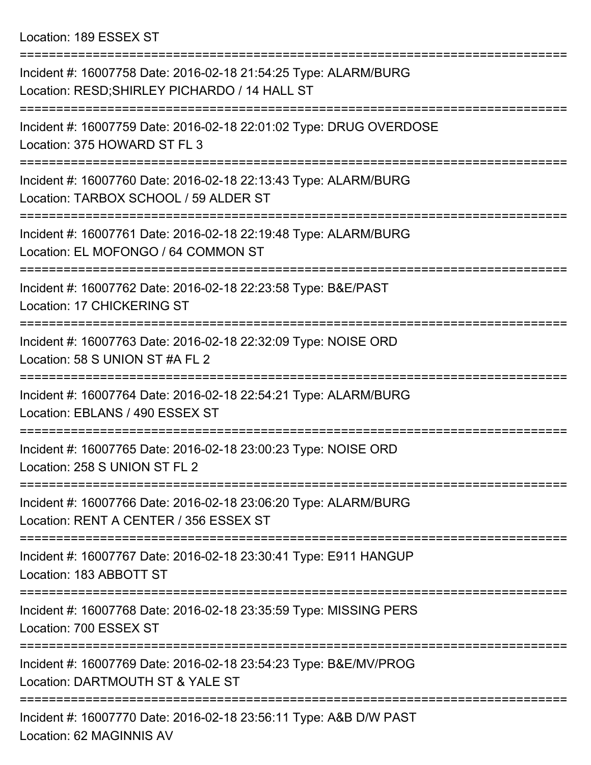Location: 189 ESSEX ST

===========================================================================

Incident #: 16007758 Date: 2016-02-18 21:54:25 Type: ALARM/BURG
Location: RESD;SHIRLEY PICHARDO / 14 HALL ST

===========================================================================

Incident #: 16007759 Date: 2016-02-18 22:01:02 Type: DRUG OVERDOSE
Location: 375 HOWARD ST FL 3

===========================================================================

Incident #: 16007760 Date: 2016-02-18 22:13:43 Type: ALARM/BURG
Location: TARBOX SCHOOL / 59 ALDER ST

===========================================================================

Incident #: 16007761 Date: 2016-02-18 22:19:48 Type: ALARM/BURG
Location: EL MOFONGO / 64 COMMON ST

===========================================================================

Incident #: 16007762 Date: 2016-02-18 22:23:58 Type: B&E/PAST
Location: 17 CHICKERING ST

===========================================================================

Incident #: 16007763 Date: 2016-02-18 22:32:09 Type: NOISE ORD
Location: 58 S UNION ST #A FL 2

===========================================================================

Incident #: 16007764 Date: 2016-02-18 22:54:21 Type: ALARM/BURG
Location: EBLANS / 490 ESSEX ST

===========================================================================

Incident #: 16007765 Date: 2016-02-18 23:00:23 Type: NOISE ORD
Location: 258 S UNION ST FL 2

===========================================================================

Incident #: 16007766 Date: 2016-02-18 23:06:20 Type: ALARM/BURG
Location: RENT A CENTER / 356 ESSEX ST

===========================================================================

Incident #: 16007767 Date: 2016-02-18 23:30:41 Type: E911 HANGUP
Location: 183 ABBOTT ST

===========================================================================

Incident #: 16007768 Date: 2016-02-18 23:35:59 Type: MISSING PERS
Location: 700 ESSEX ST

===========================================================================

Incident #: 16007769 Date: 2016-02-18 23:54:23 Type: B&E/MV/PROG
Location: DARTMOUTH ST & YALE ST

===========================================================================

Incident #: 16007770 Date: 2016-02-18 23:56:11 Type: A&B D/W PAST
Location: 62 MAGINNIS AV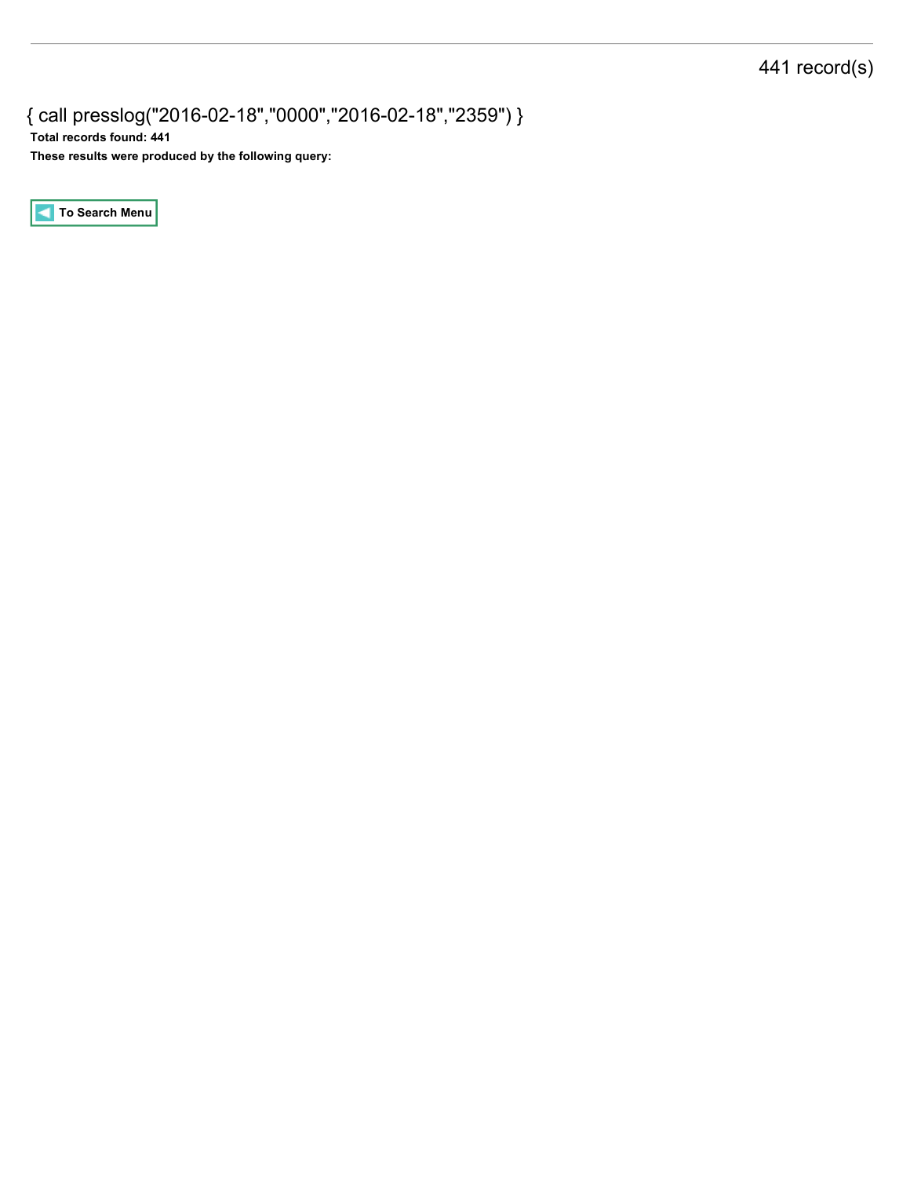441 record(s)

{ call presslog("2016-02-18","0000","2016-02-18","2359") }

**Total records found: 441**

**These results were produced by the following query:**

**To Search Menu**